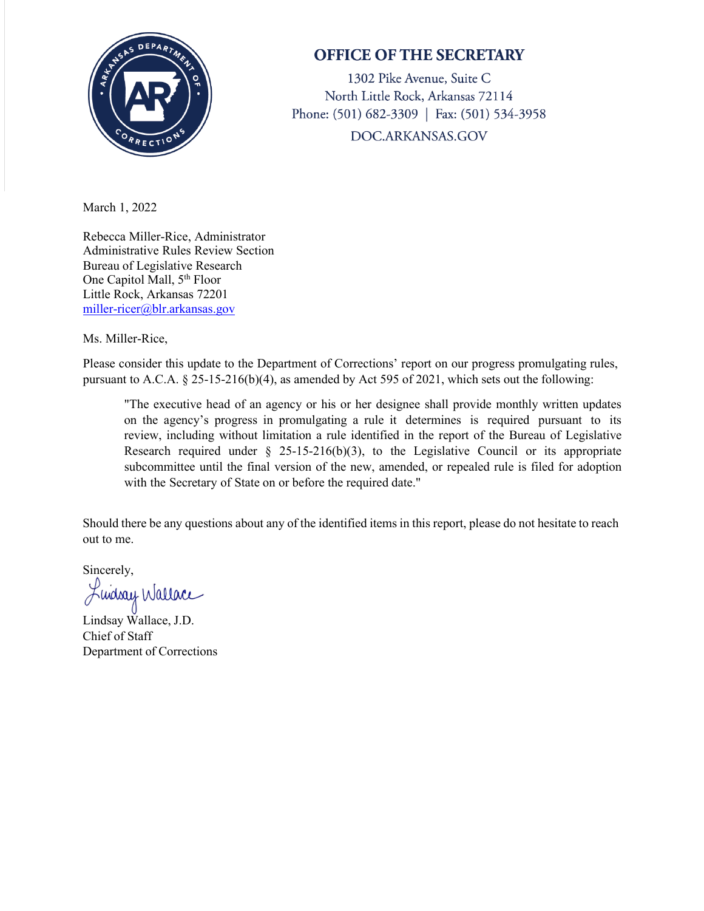# OFFICE OF THE SECRETARY

1302 Pike Avenue, Suite C
North Little Rock, Arkansas 72114
Phone: (501) 682-3309 | Fax: (501) 534-3958
DOC.ARKANSAS.GOV

March 1, 2022

Rebecca Miller-Rice, Administrator
Administrative Rules Review Section
Bureau of Legislative Research
One Capitol Mall, 5th Floor
Little Rock, Arkansas 72201
miller-ricer@blr.arkansas.gov

Ms. Miller-Rice,

Please consider this update to the Department of Corrections' report on our progress promulgating rules, pursuant to A.C.A. § 25-15-216(b)(4), as amended by Act 595 of 2021, which sets out the following:

> "The executive head of an agency or his or her designee shall provide monthly written updates on the agency's progress in promulgating a rule it determines is required pursuant to its review, including without limitation a rule identified in the report of the Bureau of Legislative Research required under § 25-15-216(b)(3), to the Legislative Council or its appropriate subcommittee until the final version of the new, amended, or repealed rule is filed for adoption with the Secretary of State on or before the required date."

Should there be any questions about any of the identified items in this report, please do not hesitate to reach out to me.

Sincerely,

Lindsay Wallace

Lindsay Wallace, J.D.
Chief of Staff
Department of Corrections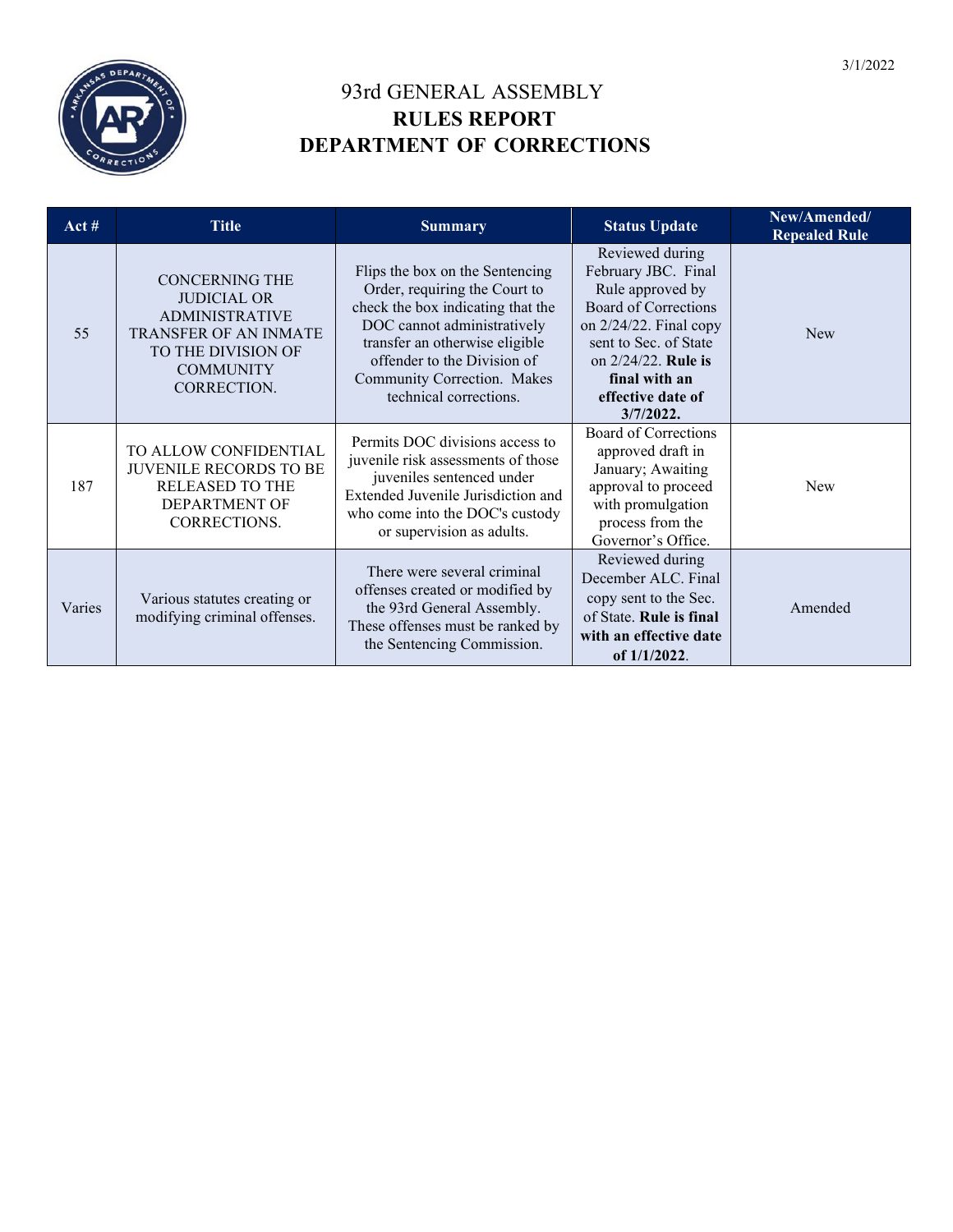# 93rd GENERAL ASSEMBLY
## RULES REPORT
## DEPARTMENT OF CORRECTIONS

3/1/2022

| Act # | Title | Summary | Status Update | New/Amended/ Repealed Rule |
|---|---|---|---|---|
| 55 | CONCERNING THE JUDICIAL OR ADMINISTRATIVE TRANSFER OF AN INMATE TO THE DIVISION OF COMMUNITY CORRECTION. | Flips the box on the Sentencing Order, requiring the Court to check the box indicating that the DOC cannot administratively transfer an otherwise eligible offender to the Division of Community Correction. Makes technical corrections. | Reviewed during February JBC. Final Rule approved by Board of Corrections on 2/24/22. Final copy sent to Sec. of State on 2/24/22. **Rule is final with an effective date of 3/7/2022.** | New |
| 187 | TO ALLOW CONFIDENTIAL JUVENILE RECORDS TO BE RELEASED TO THE DEPARTMENT OF CORRECTIONS. | Permits DOC divisions access to juvenile risk assessments of those juveniles sentenced under Extended Juvenile Jurisdiction and who come into the DOC's custody or supervision as adults. | Board of Corrections approved draft in January; Awaiting approval to proceed with promulgation process from the Governor's Office. | New |
| Varies | Various statutes creating or modifying criminal offenses. | There were several criminal offenses created or modified by the 93rd General Assembly. These offenses must be ranked by the Sentencing Commission. | Reviewed during December ALC. Final copy sent to the Sec. of State. **Rule is final with an effective date of 1/1/2022**. | Amended |